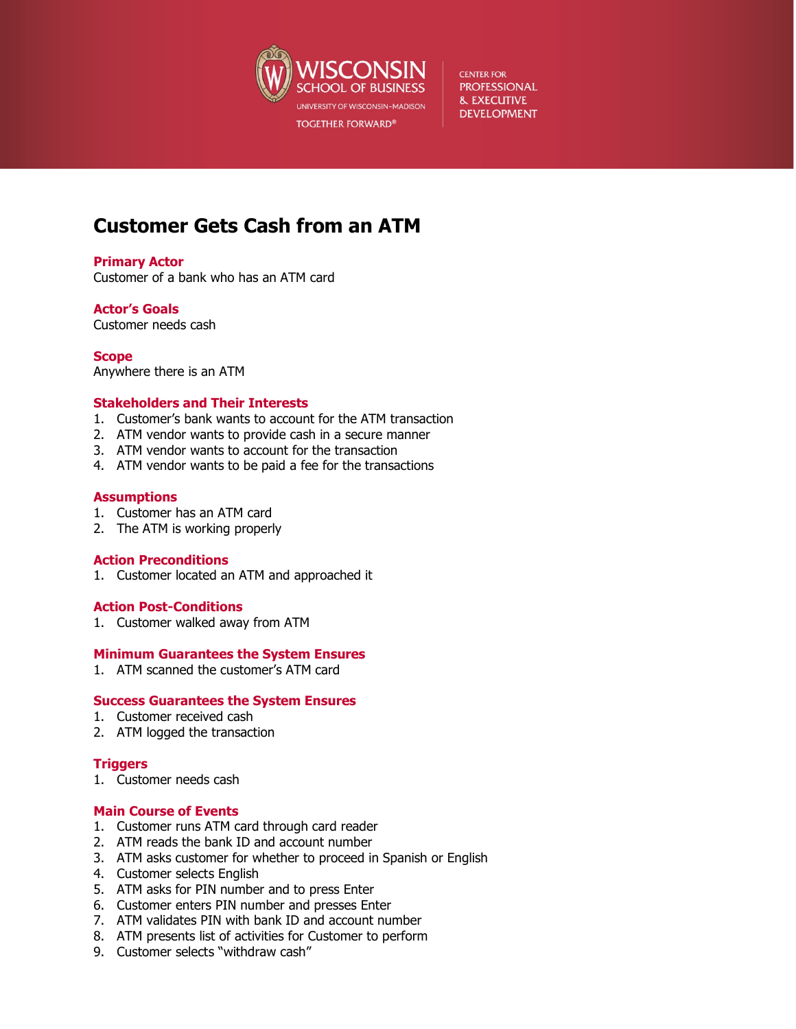# Customer Gets Cash from an ATM

## Primary Actor

Customer of a bank who has an ATM card

## Actor's Goals

Customer needs cash

## Scope

Anywhere there is an ATM

## Stakeholders and Their Interests

1. Customer's bank wants to account for the ATM transaction
2. ATM vendor wants to provide cash in a secure manner
3. ATM vendor wants to account for the transaction
4. ATM vendor wants to be paid a fee for the transactions

## Assumptions

1. Customer has an ATM card
2. The ATM is working properly

## Action Preconditions

1. Customer located an ATM and approached it

## Action Post-Conditions

1. Customer walked away from ATM

## Minimum Guarantees the System Ensures

1. ATM scanned the customer's ATM card

## Success Guarantees the System Ensures

1. Customer received cash
2. ATM logged the transaction

## Triggers

1. Customer needs cash

## Main Course of Events

1. Customer runs ATM card through card reader
2. ATM reads the bank ID and account number
3. ATM asks customer for whether to proceed in Spanish or English
4. Customer selects English
5. ATM asks for PIN number and to press Enter
6. Customer enters PIN number and presses Enter
7. ATM validates PIN with bank ID and account number
8. ATM presents list of activities for Customer to perform
9. Customer selects "withdraw cash"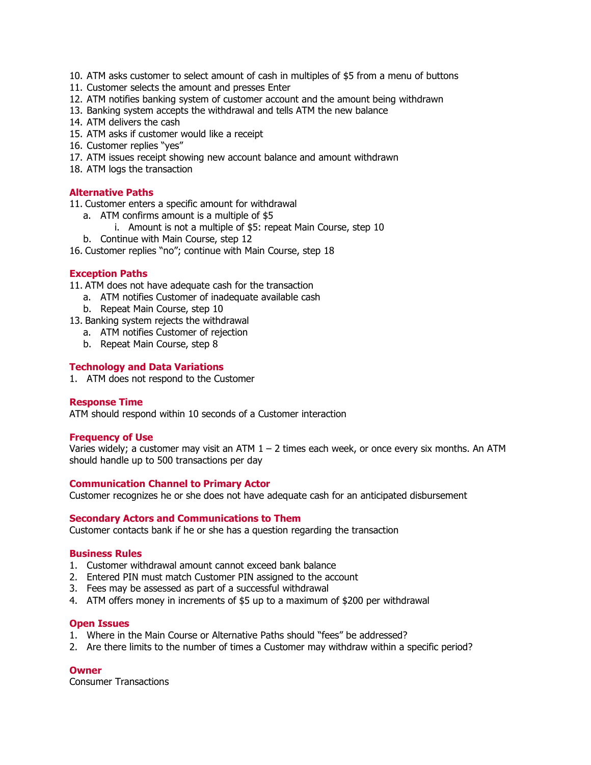10. ATM asks customer to select amount of cash in multiples of $5 from a menu of buttons
11. Customer selects the amount and presses Enter
12. ATM notifies banking system of customer account and the amount being withdrawn
13. Banking system accepts the withdrawal and tells ATM the new balance
14. ATM delivers the cash
15. ATM asks if customer would like a receipt
16. Customer replies "yes"
17. ATM issues receipt showing new account balance and amount withdrawn
18. ATM logs the transaction

### Alternative Paths

11. Customer enters a specific amount for withdrawal
    a. ATM confirms amount is a multiple of $5
        i. Amount is not a multiple of $5: repeat Main Course, step 10
    b. Continue with Main Course, step 12
16. Customer replies "no"; continue with Main Course, step 18

### Exception Paths

11. ATM does not have adequate cash for the transaction
    a. ATM notifies Customer of inadequate available cash
    b. Repeat Main Course, step 10
13. Banking system rejects the withdrawal
    a. ATM notifies Customer of rejection
    b. Repeat Main Course, step 8

### Technology and Data Variations

1. ATM does not respond to the Customer

### Response Time

ATM should respond within 10 seconds of a Customer interaction

### Frequency of Use

Varies widely; a customer may visit an ATM 1 – 2 times each week, or once every six months. An ATM should handle up to 500 transactions per day

### Communication Channel to Primary Actor

Customer recognizes he or she does not have adequate cash for an anticipated disbursement

### Secondary Actors and Communications to Them

Customer contacts bank if he or she has a question regarding the transaction

### Business Rules

1. Customer withdrawal amount cannot exceed bank balance
2. Entered PIN must match Customer PIN assigned to the account
3. Fees may be assessed as part of a successful withdrawal
4. ATM offers money in increments of $5 up to a maximum of $200 per withdrawal

### Open Issues

1. Where in the Main Course or Alternative Paths should "fees" be addressed?
2. Are there limits to the number of times a Customer may withdraw within a specific period?

### Owner

Consumer Transactions